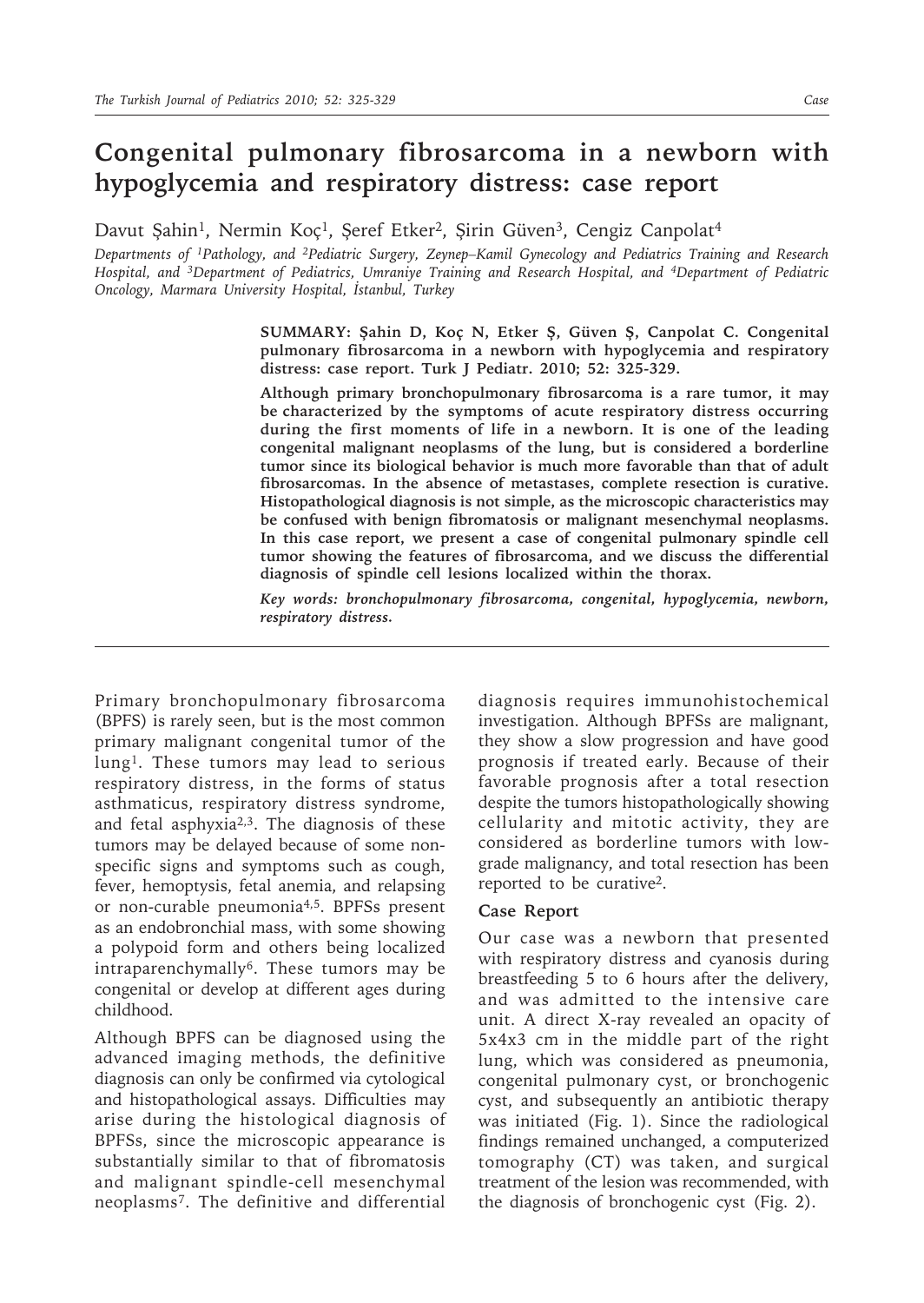# Congenital pulmonary fibrosarcoma in a newborn with hypoglycemia and respiratory distress: case report

Davut Şahin[1], Nermin Koç[1], Şeref Etker[2], Şirin Güven[3], Cengiz Canpolat[4]

*Departments of [1]Pathology, and [2]Pediatric Surgery, Zeynep–Kamil Gynecology and Pediatrics Training and Research Hospital, and [3]Department of Pediatrics, Umraniye Training and Research Hospital, and [4]Department of Pediatric Oncology, Marmara University Hospital, İstanbul, Turkey*

**SUMMARY: Şahin D, Koç N, Etker Ş, Güven Ş, Canpolat C. Congenital pulmonary fibrosarcoma in a newborn with hypoglycemia and respiratory distress: case report. Turk J Pediatr. 2010; 52: 325-329.**

**Although primary bronchopulmonary fibrosarcoma is a rare tumor, it may be characterized by the symptoms of acute respiratory distress occurring during the first moments of life in a newborn. It is one of the leading congenital malignant neoplasms of the lung, but is considered a borderline tumor since its biological behavior is much more favorable than that of adult fibrosarcomas. In the absence of metastases, complete resection is curative. Histopathological diagnosis is not simple, as the microscopic characteristics may be confused with benign fibromatosis or malignant mesenchymal neoplasms. In this case report, we present a case of congenital pulmonary spindle cell tumor showing the features of fibrosarcoma, and we discuss the differential diagnosis of spindle cell lesions localized within the thorax.**

***Key words: bronchopulmonary fibrosarcoma, congenital, hypoglycemia, newborn, respiratory distress.***

---

Primary bronchopulmonary fibrosarcoma (BPFS) is rarely seen, but is the most common primary malignant congenital tumor of the lung[1]. These tumors may lead to serious respiratory distress, in the forms of status asthmaticus, respiratory distress syndrome, and fetal asphyxia[2,3]. The diagnosis of these tumors may be delayed because of some non-specific signs and symptoms such as cough, fever, hemoptysis, fetal anemia, and relapsing or non-curable pneumonia[4,5]. BPFSs present as an endobronchial mass, with some showing a polypoid form and others being localized intraparenchymally[6]. These tumors may be congenital or develop at different ages during childhood.

Although BPFS can be diagnosed using the advanced imaging methods, the definitive diagnosis can only be confirmed via cytological and histopathological assays. Difficulties may arise during the histological diagnosis of BPFSs, since the microscopic appearance is substantially similar to that of fibromatosis and malignant spindle-cell mesenchymal neoplasms[7]. The definitive and differential diagnosis requires immunohistochemical investigation. Although BPFSs are malignant, they show a slow progression and have good prognosis if treated early. Because of their favorable prognosis after a total resection despite the tumors histopathologically showing cellularity and mitotic activity, they are considered as borderline tumors with low-grade malignancy, and total resection has been reported to be curative[2].

## Case Report

Our case was a newborn that presented with respiratory distress and cyanosis during breastfeeding 5 to 6 hours after the delivery, and was admitted to the intensive care unit. A direct X-ray revealed an opacity of 5x4x3 cm in the middle part of the right lung, which was considered as pneumonia, congenital pulmonary cyst, or bronchogenic cyst, and subsequently an antibiotic therapy was initiated (Fig. 1). Since the radiological findings remained unchanged, a computerized tomography (CT) was taken, and surgical treatment of the lesion was recommended, with the diagnosis of bronchogenic cyst (Fig. 2).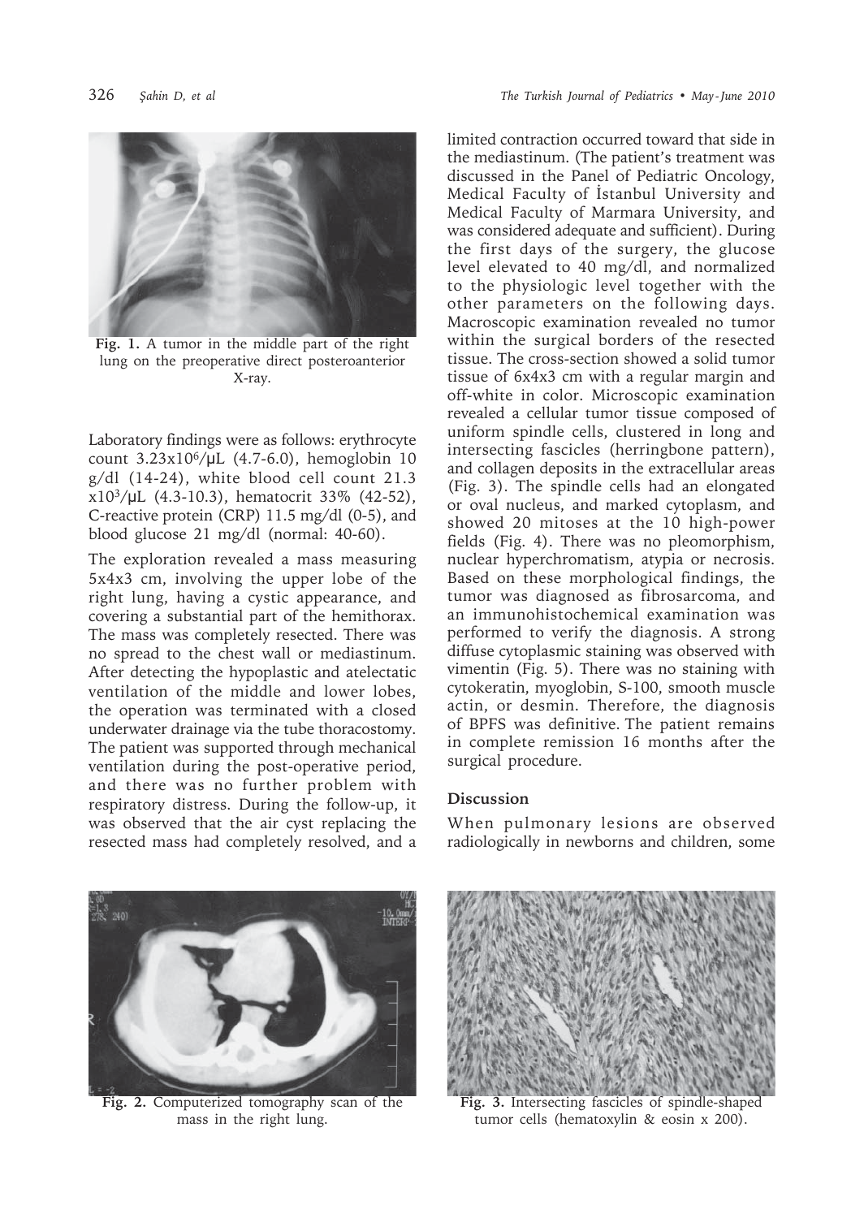Fig. 1. A tumor in the middle part of the right lung on the preoperative direct posteroanterior X-ray.

Laboratory findings were as follows: erythrocyte count $3.23 \times 10^6$/μL (4.7-6.0), hemoglobin 10 g/dl (14-24), white blood cell count 21.3 $\times 10^3$/μL (4.3-10.3), hematocrit 33% (42-52), C-reactive protein (CRP) 11.5 mg/dl (0-5), and blood glucose 21 mg/dl (normal: 40-60).

The exploration revealed a mass measuring 5x4x3 cm, involving the upper lobe of the right lung, having a cystic appearance, and covering a substantial part of the hemithorax. The mass was completely resected. There was no spread to the chest wall or mediastinum. After detecting the hypoplastic and atelectatic ventilation of the middle and lower lobes, the operation was terminated with a closed underwater drainage via the tube thoracostomy. The patient was supported through mechanical ventilation during the post-operative period, and there was no further problem with respiratory distress. During the follow-up, it was observed that the air cyst replacing the resected mass had completely resolved, and a limited contraction occurred toward that side in the mediastinum. (The patient's treatment was discussed in the Panel of Pediatric Oncology, Medical Faculty of İstanbul University and Medical Faculty of Marmara University, and was considered adequate and sufficient). During the first days of the surgery, the glucose level elevated to 40 mg/dl, and normalized to the physiologic level together with the other parameters on the following days. Macroscopic examination revealed no tumor within the surgical borders of the resected tissue. The cross-section showed a solid tumor tissue of 6x4x3 cm with a regular margin and off-white in color. Microscopic examination revealed a cellular tumor tissue composed of uniform spindle cells, clustered in long and intersecting fascicles (herringbone pattern), and collagen deposits in the extracellular areas (Fig. 3). The spindle cells had an elongated or oval nucleus, and marked cytoplasm, and showed 20 mitoses at the 10 high-power fields (Fig. 4). There was no pleomorphism, nuclear hyperchromatism, atypia or necrosis. Based on these morphological findings, the tumor was diagnosed as fibrosarcoma, and an immunohistochemical examination was performed to verify the diagnosis. A strong diffuse cytoplasmic staining was observed with vimentin (Fig. 5). There was no staining with cytokeratin, myoglobin, S-100, smooth muscle actin, or desmin. Therefore, the diagnosis of BPFS was definitive. The patient remains in complete remission 16 months after the surgical procedure.

## Discussion

When pulmonary lesions are observed radiologically in newborns and children, some

Fig. 2. Computerized tomography scan of the mass in the right lung.

Fig. 3. Intersecting fascicles of spindle-shaped tumor cells (hematoxylin & eosin x 200).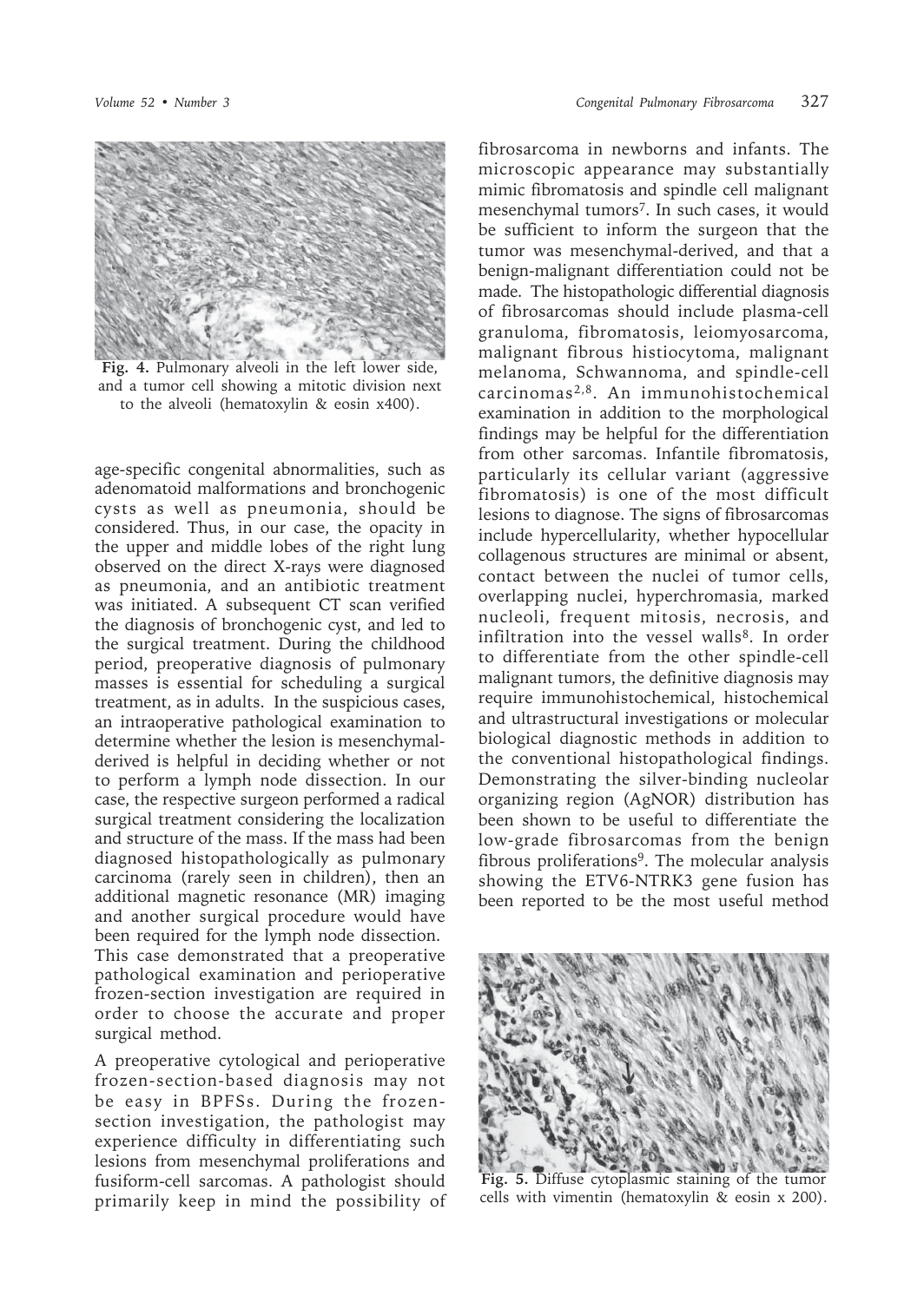Fig. 4. Pulmonary alveoli in the left lower side, and a tumor cell showing a mitotic division next to the alveoli (hematoxylin & eosin x400).

age-specific congenital abnormalities, such as adenomatoid malformations and bronchogenic cysts as well as pneumonia, should be considered. Thus, in our case, the opacity in the upper and middle lobes of the right lung observed on the direct X-rays were diagnosed as pneumonia, and an antibiotic treatment was initiated. A subsequent CT scan verified the diagnosis of bronchogenic cyst, and led to the surgical treatment. During the childhood period, preoperative diagnosis of pulmonary masses is essential for scheduling a surgical treatment, as in adults. In the suspicious cases, an intraoperative pathological examination to determine whether the lesion is mesenchymal-derived is helpful in deciding whether or not to perform a lymph node dissection. In our case, the respective surgeon performed a radical surgical treatment considering the localization and structure of the mass. If the mass had been diagnosed histopathologically as pulmonary carcinoma (rarely seen in children), then an additional magnetic resonance (MR) imaging and another surgical procedure would have been required for the lymph node dissection. This case demonstrated that a preoperative pathological examination and perioperative frozen-section investigation are required in order to choose the accurate and proper surgical method.

A preoperative cytological and perioperative frozen-section-based diagnosis may not be easy in BPFSs. During the frozen-section investigation, the pathologist may experience difficulty in differentiating such lesions from mesenchymal proliferations and fusiform-cell sarcomas. A pathologist should primarily keep in mind the possibility of fibrosarcoma in newborns and infants. The microscopic appearance may substantially mimic fibromatosis and spindle cell malignant mesenchymal tumors[7]. In such cases, it would be sufficient to inform the surgeon that the tumor was mesenchymal-derived, and that a benign-malignant differentiation could not be made. The histopathologic differential diagnosis of fibrosarcomas should include plasma-cell granuloma, fibromatosis, leiomyosarcoma, malignant fibrous histiocytoma, malignant melanoma, Schwannoma, and spindle-cell carcinomas[2,8]. An immunohistochemical examination in addition to the morphological findings may be helpful for the differentiation from other sarcomas. Infantile fibromatosis, particularly its cellular variant (aggressive fibromatosis) is one of the most difficult lesions to diagnose. The signs of fibrosarcomas include hypercellularity, whether hypocellular collagenous structures are minimal or absent, contact between the nuclei of tumor cells, overlapping nuclei, hyperchromasia, marked nucleoli, frequent mitosis, necrosis, and infiltration into the vessel walls[8]. In order to differentiate from the other spindle-cell malignant tumors, the definitive diagnosis may require immunohistochemical, histochemical and ultrastructural investigations or molecular biological diagnostic methods in addition to the conventional histopathological findings. Demonstrating the silver-binding nucleolar organizing region (AgNOR) distribution has been shown to be useful to differentiate the low-grade fibrosarcomas from the benign fibrous proliferations[9]. The molecular analysis showing the ETV6-NTRK3 gene fusion has been reported to be the most useful method

Fig. 5. Diffuse cytoplasmic staining of the tumor cells with vimentin (hematoxylin & eosin x 200).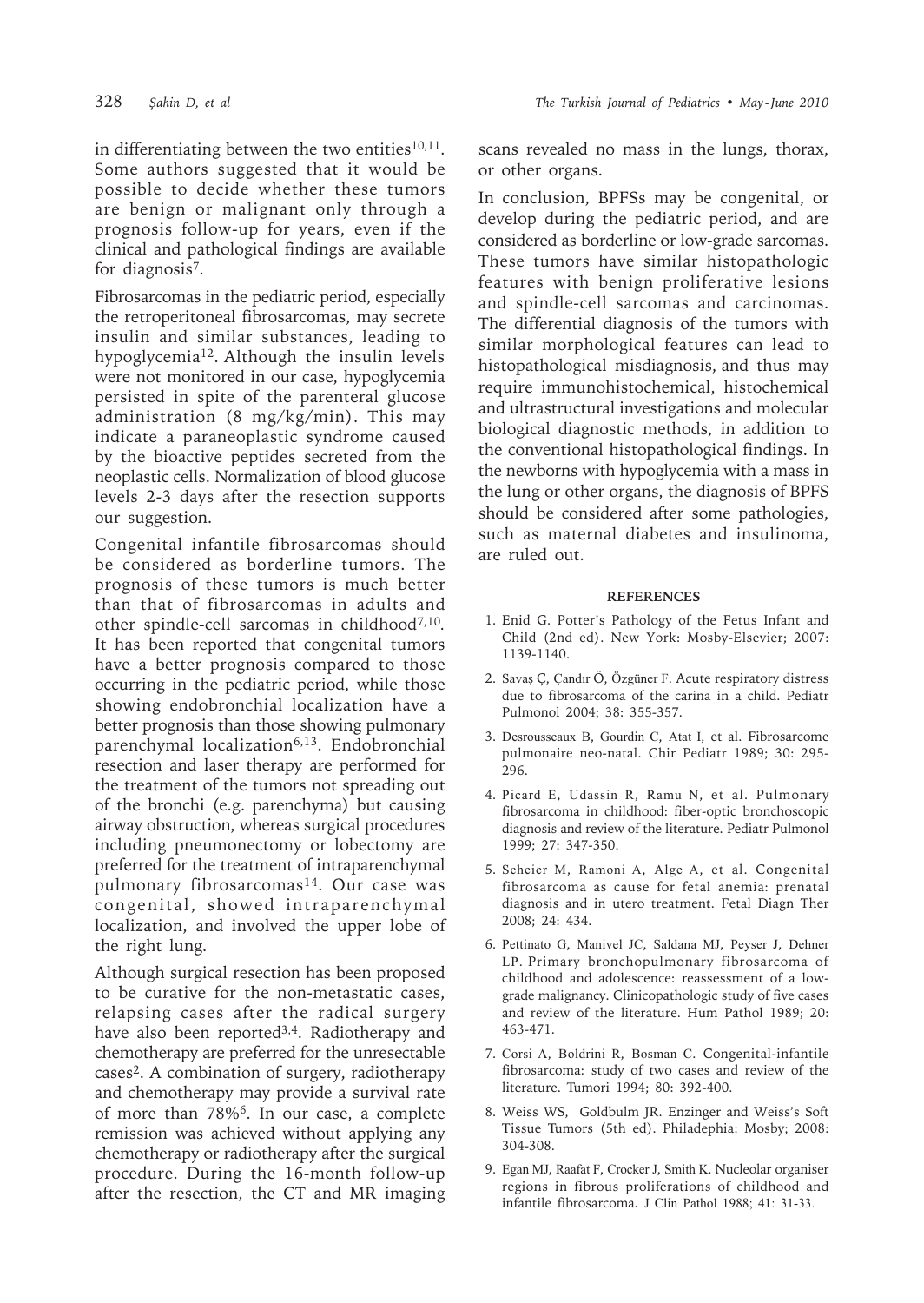in differentiating between the two entities[10,11]. Some authors suggested that it would be possible to decide whether these tumors are benign or malignant only through a prognosis follow-up for years, even if the clinical and pathological findings are available for diagnosis[7].

Fibrosarcomas in the pediatric period, especially the retroperitoneal fibrosarcomas, may secrete insulin and similar substances, leading to hypoglycemia[12]. Although the insulin levels were not monitored in our case, hypoglycemia persisted in spite of the parenteral glucose administration (8 mg/kg/min). This may indicate a paraneoplastic syndrome caused by the bioactive peptides secreted from the neoplastic cells. Normalization of blood glucose levels 2-3 days after the resection supports our suggestion.

Congenital infantile fibrosarcomas should be considered as borderline tumors. The prognosis of these tumors is much better than that of fibrosarcomas in adults and other spindle-cell sarcomas in childhood[7,10]. It has been reported that congenital tumors have a better prognosis compared to those occurring in the pediatric period, while those showing endobronchial localization have a better prognosis than those showing pulmonary parenchymal localization[6,13]. Endobronchial resection and laser therapy are performed for the treatment of the tumors not spreading out of the bronchi (e.g. parenchyma) but causing airway obstruction, whereas surgical procedures including pneumonectomy or lobectomy are preferred for the treatment of intraparenchymal pulmonary fibrosarcomas[14]. Our case was congenital, showed intraparenchymal localization, and involved the upper lobe of the right lung.

Although surgical resection has been proposed to be curative for the non-metastatic cases, relapsing cases after the radical surgery have also been reported[3,4]. Radiotherapy and chemotherapy are preferred for the unresectable cases[2]. A combination of surgery, radiotherapy and chemotherapy may provide a survival rate of more than 78%[6]. In our case, a complete remission was achieved without applying any chemotherapy or radiotherapy after the surgical procedure. During the 16-month follow-up after the resection, the CT and MR imaging scans revealed no mass in the lungs, thorax, or other organs.

In conclusion, BPFSs may be congenital, or develop during the pediatric period, and are considered as borderline or low-grade sarcomas. These tumors have similar histopathologic features with benign proliferative lesions and spindle-cell sarcomas and carcinomas. The differential diagnosis of the tumors with similar morphological features can lead to histopathological misdiagnosis, and thus may require immunohistochemical, histochemical and ultrastructural investigations and molecular biological diagnostic methods, in addition to the conventional histopathological findings. In the newborns with hypoglycemia with a mass in the lung or other organs, the diagnosis of BPFS should be considered after some pathologies, such as maternal diabetes and insulinoma, are ruled out.

## REFERENCES

1. Enid G. Potter's Pathology of the Fetus Infant and Child (2nd ed). New York: Mosby-Elsevier; 2007: 1139-1140.
2. Savaş Ç, Çandır Ö, Özgüner F. Acute respiratory distress due to fibrosarcoma of the carina in a child. Pediatr Pulmonol 2004; 38: 355-357.
3. Desrousseaux B, Gourdin C, Atat I, et al. Fibrosarcome pulmonaire neo-natal. Chir Pediatr 1989; 30: 295-296.
4. Picard E, Udassin R, Ramu N, et al. Pulmonary fibrosarcoma in childhood: fiber-optic bronchoscopic diagnosis and review of the literature. Pediatr Pulmonol 1999; 27: 347-350.
5. Scheier M, Ramoni A, Alge A, et al. Congenital fibrosarcoma as cause for fetal anemia: prenatal diagnosis and in utero treatment. Fetal Diagn Ther 2008; 24: 434.
6. Pettinato G, Manivel JC, Saldana MJ, Peyser J, Dehner LP. Primary bronchopulmonary fibrosarcoma of childhood and adolescence: reassessment of a low-grade malignancy. Clinicopathologic study of five cases and review of the literature. Hum Pathol 1989; 20: 463-471.
7. Corsi A, Boldrini R, Bosman C. Congenital-infantile fibrosarcoma: study of two cases and review of the literature. Tumori 1994; 80: 392-400.
8. Weiss WS, Goldbulm JR. Enzinger and Weiss's Soft Tissue Tumors (5th ed). Philadephia: Mosby; 2008: 304-308.
9. Egan MJ, Raafat F, Crocker J, Smith K. Nucleolar organiser regions in fibrous proliferations of childhood and infantile fibrosarcoma. J Clin Pathol 1988; 41: 31-33.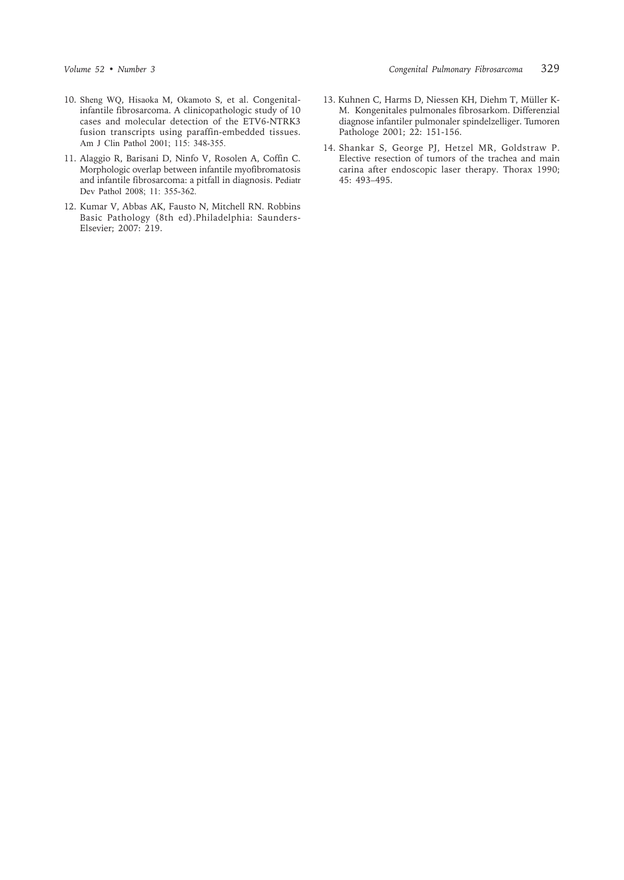10. Sheng WQ, Hisaoka M, Okamoto S, et al. Congenital-infantile fibrosarcoma. A clinicopathologic study of 10 cases and molecular detection of the ETV6-NTRK3 fusion transcripts using paraffin-embedded tissues. Am J Clin Pathol 2001; 115: 348-355.
11. Alaggio R, Barisani D, Ninfo V, Rosolen A, Coffin C. Morphologic overlap between infantile myofibromatosis and infantile fibrosarcoma: a pitfall in diagnosis. Pediatr Dev Pathol 2008; 11: 355-362.
12. Kumar V, Abbas AK, Fausto N, Mitchell RN. Robbins Basic Pathology (8th ed).Philadelphia: Saunders-Elsevier; 2007: 219.
13. Kuhnen C, Harms D, Niessen KH, Diehm T, Müller K-M. Kongenitales pulmonales fibrosarkom. Differenzial diagnose infantiler pulmonaler spindelzelliger. Tumoren Pathologe 2001; 22: 151-156.
14. Shankar S, George PJ, Hetzel MR, Goldstraw P. Elective resection of tumors of the trachea and main carina after endoscopic laser therapy. Thorax 1990; 45: 493–495.